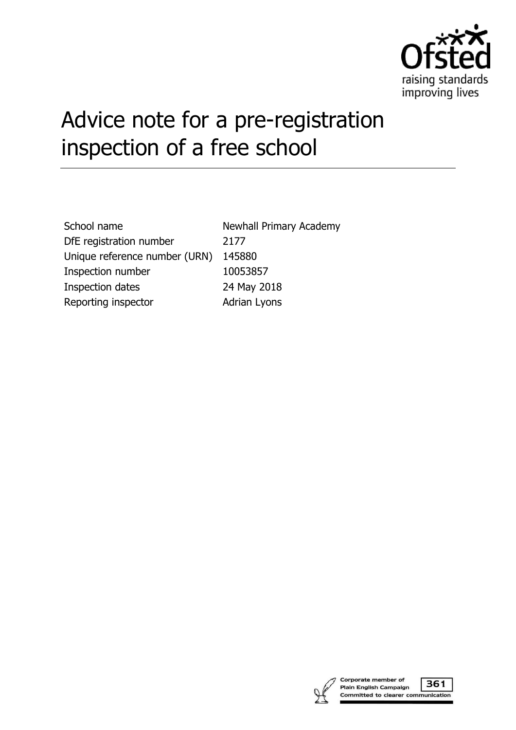# Advice note for a pre-registration inspection of a free school

| | |
|---|---|
| School name | Newhall Primary Academy |
| DfE registration number | 2177 |
| Unique reference number (URN) | 145880 |
| Inspection number | 10053857 |
| Inspection dates | 24 May 2018 |
| Reporting inspector | Adrian Lyons |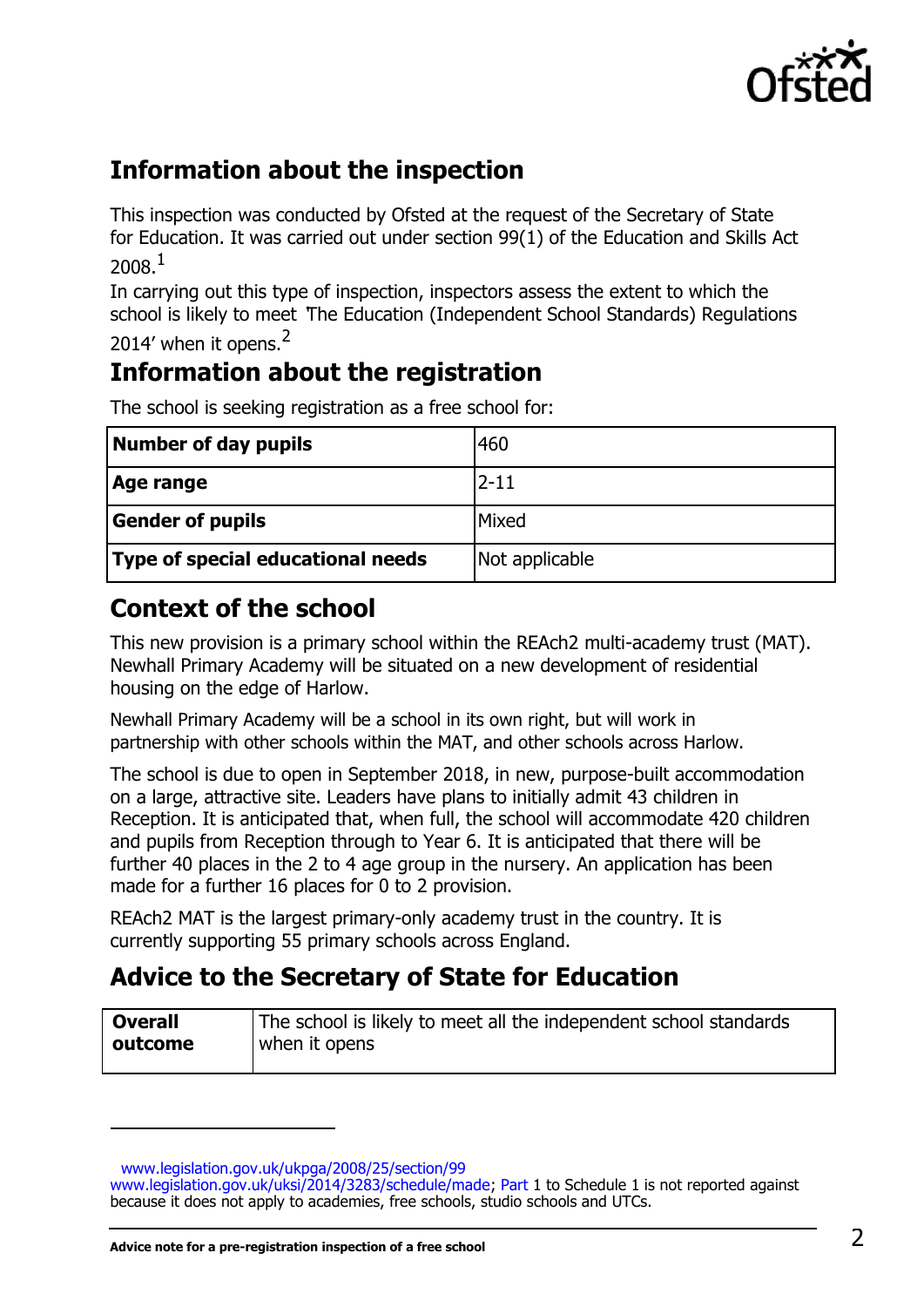## Information about the inspection

This inspection was conducted by Ofsted at the request of the Secretary of State for Education. It was carried out under section 99(1) of the Education and Skills Act 2008.[1]

In carrying out this type of inspection, inspectors assess the extent to which the school is likely to meet 'The Education (Independent School Standards) Regulations 2014' when it opens.[2]

## Information about the registration

The school is seeking registration as a free school for:

| **Number of day pupils** | 460 |
|---|---|
| **Age range** | 2-11 |
| **Gender of pupils** | Mixed |
| **Type of special educational needs** | Not applicable |

## Context of the school

This new provision is a primary school within the REAch2 multi-academy trust (MAT). Newhall Primary Academy will be situated on a new development of residential housing on the edge of Harlow.

Newhall Primary Academy will be a school in its own right, but will work in partnership with other schools within the MAT, and other schools across Harlow.

The school is due to open in September 2018, in new, purpose-built accommodation on a large, attractive site. Leaders have plans to initially admit 43 children in Reception. It is anticipated that, when full, the school will accommodate 420 children and pupils from Reception through to Year 6. It is anticipated that there will be further 40 places in the 2 to 4 age group in the nursery. An application has been made for a further 16 places for 0 to 2 provision.

REAch2 MAT is the largest primary-only academy trust in the country. It is currently supporting 55 primary schools across England.

## Advice to the Secretary of State for Education

| **Overall outcome** | The school is likely to meet all the independent school standards when it opens |
|---|---|

---

[1] www.legislation.gov.uk/ukpga/2008/25/section/99

[2] www.legislation.gov.uk/uksi/2014/3283/schedule/made; Part 1 to Schedule 1 is not reported against because it does not apply to academies, free schools, studio schools and UTCs.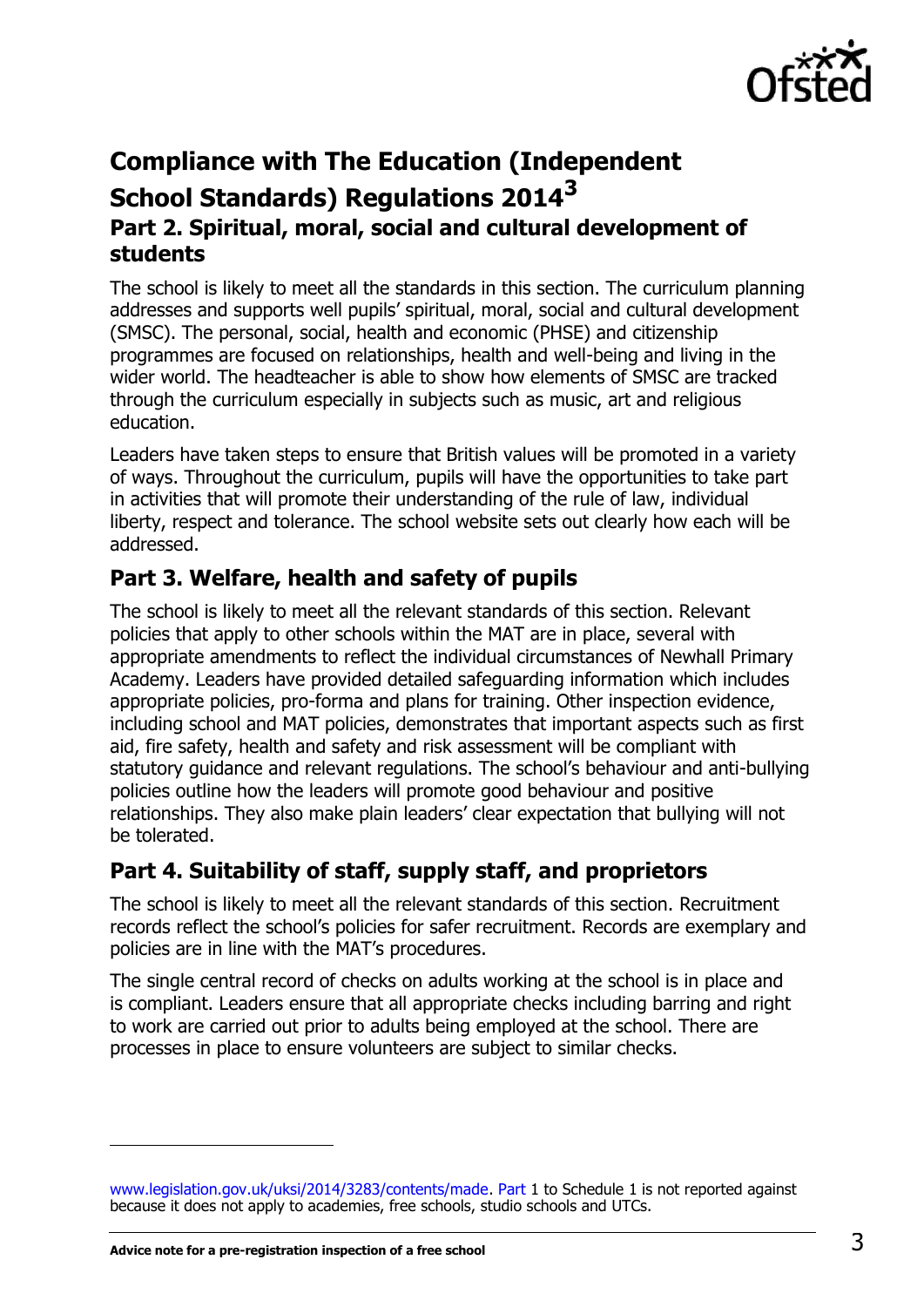## Compliance with The Education (Independent School Standards) Regulations 2014[3]

### Part 2. Spiritual, moral, social and cultural development of students

The school is likely to meet all the standards in this section. The curriculum planning addresses and supports well pupils' spiritual, moral, social and cultural development (SMSC). The personal, social, health and economic (PHSE) and citizenship programmes are focused on relationships, health and well-being and living in the wider world. The headteacher is able to show how elements of SMSC are tracked through the curriculum especially in subjects such as music, art and religious education.

Leaders have taken steps to ensure that British values will be promoted in a variety of ways. Throughout the curriculum, pupils will have the opportunities to take part in activities that will promote their understanding of the rule of law, individual liberty, respect and tolerance. The school website sets out clearly how each will be addressed.

### Part 3. Welfare, health and safety of pupils

The school is likely to meet all the relevant standards of this section. Relevant policies that apply to other schools within the MAT are in place, several with appropriate amendments to reflect the individual circumstances of Newhall Primary Academy. Leaders have provided detailed safeguarding information which includes appropriate policies, pro-forma and plans for training. Other inspection evidence, including school and MAT policies, demonstrates that important aspects such as first aid, fire safety, health and safety and risk assessment will be compliant with statutory guidance and relevant regulations. The school's behaviour and anti-bullying policies outline how the leaders will promote good behaviour and positive relationships. They also make plain leaders' clear expectation that bullying will not be tolerated.

### Part 4. Suitability of staff, supply staff, and proprietors

The school is likely to meet all the relevant standards of this section. Recruitment records reflect the school's policies for safer recruitment. Records are exemplary and policies are in line with the MAT's procedures.

The single central record of checks on adults working at the school is in place and is compliant. Leaders ensure that all appropriate checks including barring and right to work are carried out prior to adults being employed at the school. There are processes in place to ensure volunteers are subject to similar checks.

---

www.legislation.gov.uk/uksi/2014/3283/contents/made. Part 1 to Schedule 1 is not reported against because it does not apply to academies, free schools, studio schools and UTCs.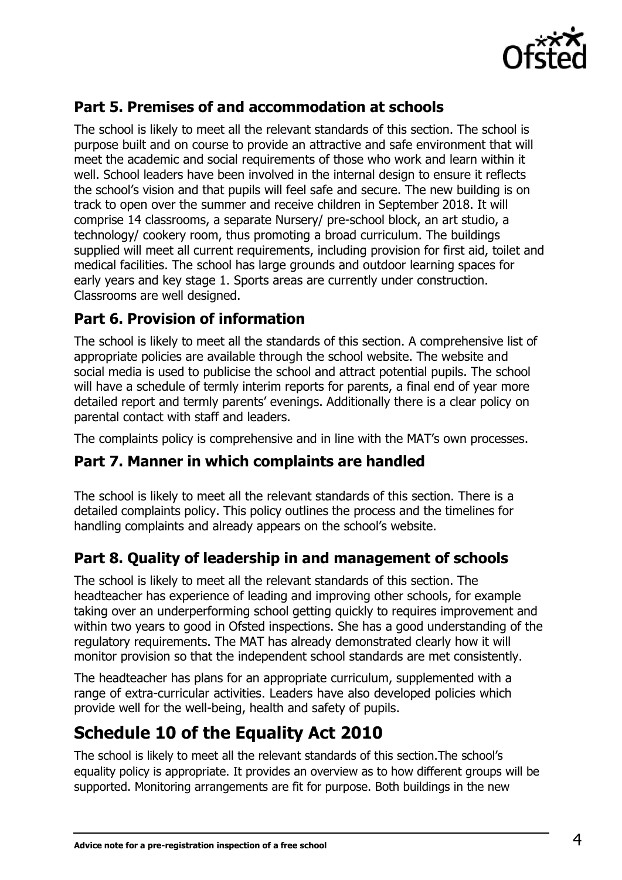## Part 5. Premises of and accommodation at schools

The school is likely to meet all the relevant standards of this section. The school is purpose built and on course to provide an attractive and safe environment that will meet the academic and social requirements of those who work and learn within it well. School leaders have been involved in the internal design to ensure it reflects the school's vision and that pupils will feel safe and secure. The new building is on track to open over the summer and receive children in September 2018. It will comprise 14 classrooms, a separate Nursery/ pre-school block, an art studio, a technology/ cookery room, thus promoting a broad curriculum. The buildings supplied will meet all current requirements, including provision for first aid, toilet and medical facilities. The school has large grounds and outdoor learning spaces for early years and key stage 1. Sports areas are currently under construction. Classrooms are well designed.

## Part 6. Provision of information

The school is likely to meet all the standards of this section. A comprehensive list of appropriate policies are available through the school website. The website and social media is used to publicise the school and attract potential pupils. The school will have a schedule of termly interim reports for parents, a final end of year more detailed report and termly parents' evenings. Additionally there is a clear policy on parental contact with staff and leaders.

The complaints policy is comprehensive and in line with the MAT's own processes.

## Part 7. Manner in which complaints are handled

The school is likely to meet all the relevant standards of this section. There is a detailed complaints policy. This policy outlines the process and the timelines for handling complaints and already appears on the school's website.

## Part 8. Quality of leadership in and management of schools

The school is likely to meet all the relevant standards of this section. The headteacher has experience of leading and improving other schools, for example taking over an underperforming school getting quickly to requires improvement and within two years to good in Ofsted inspections. She has a good understanding of the regulatory requirements. The MAT has already demonstrated clearly how it will monitor provision so that the independent school standards are met consistently.

The headteacher has plans for an appropriate curriculum, supplemented with a range of extra-curricular activities. Leaders have also developed policies which provide well for the well-being, health and safety of pupils.

# Schedule 10 of the Equality Act 2010

The school is likely to meet all the relevant standards of this section.The school's equality policy is appropriate. It provides an overview as to how different groups will be supported. Monitoring arrangements are fit for purpose. Both buildings in the new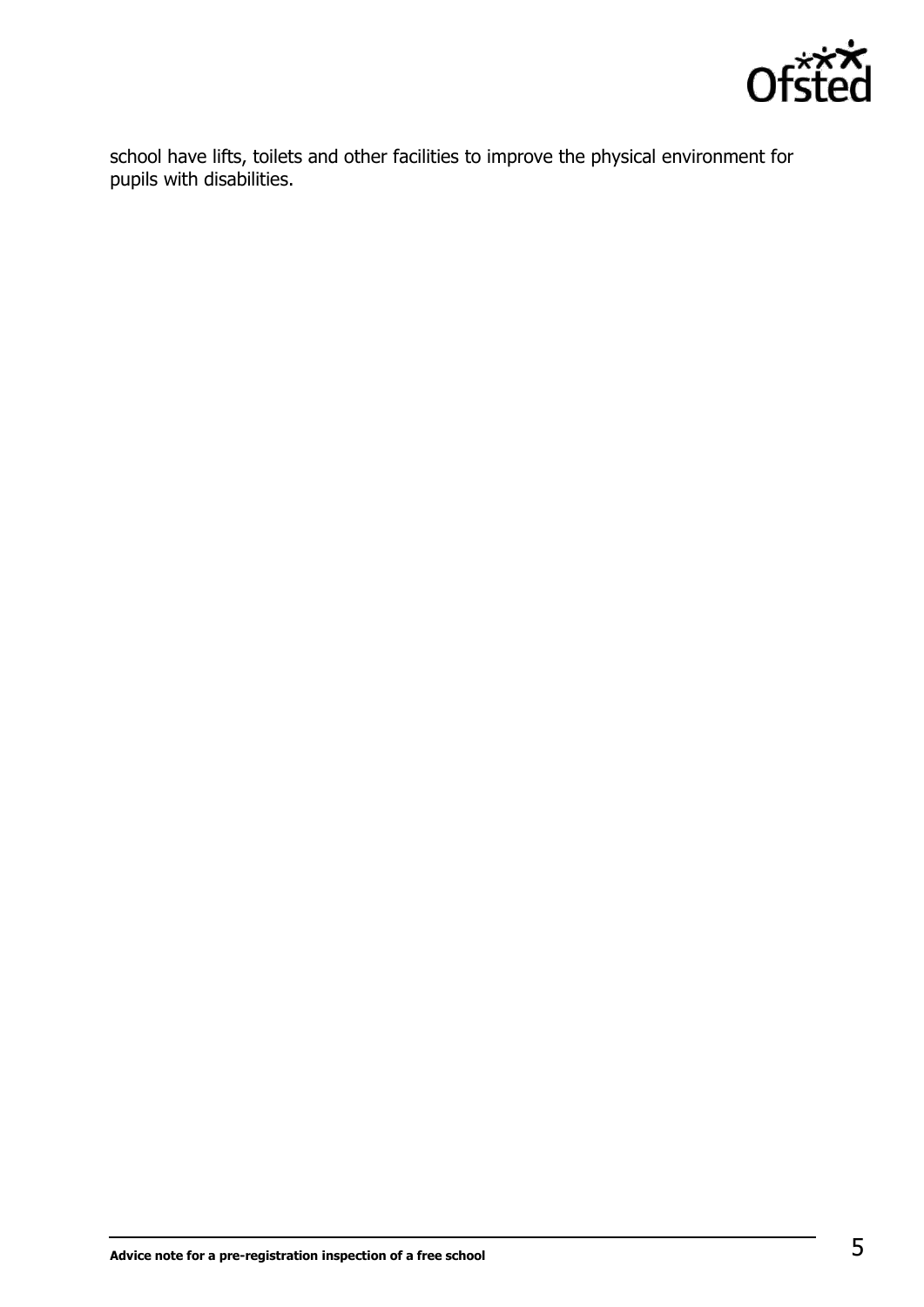school have lifts, toilets and other facilities to improve the physical environment for pupils with disabilities.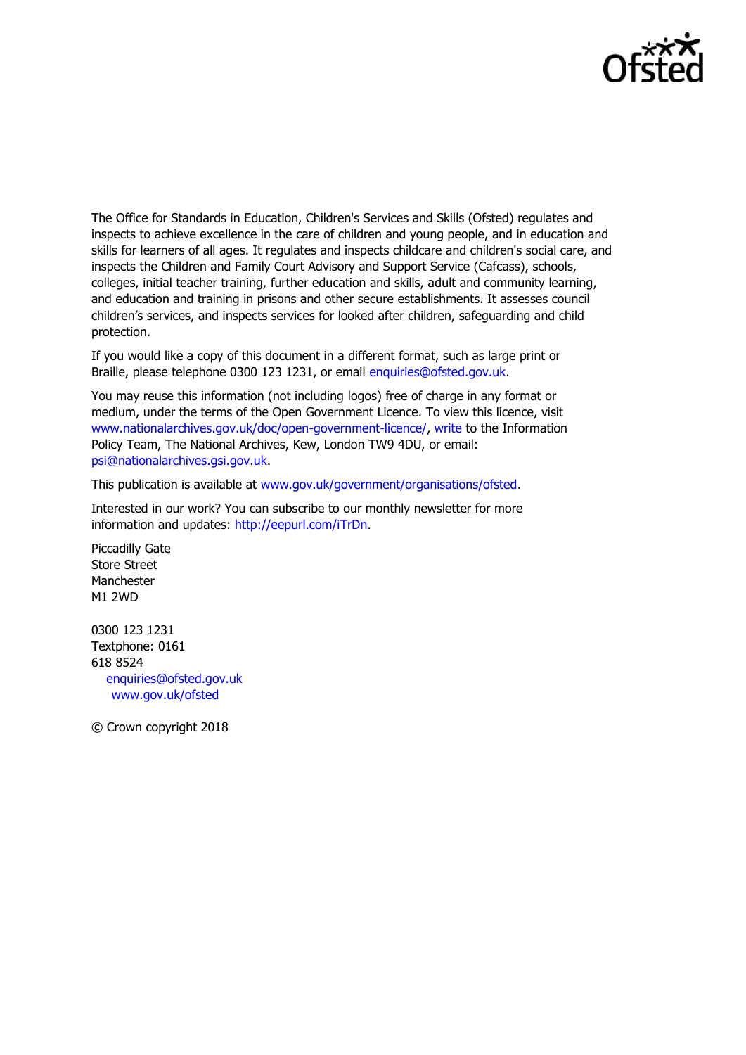The Office for Standards in Education, Children's Services and Skills (Ofsted) regulates and inspects to achieve excellence in the care of children and young people, and in education and skills for learners of all ages. It regulates and inspects childcare and children's social care, and inspects the Children and Family Court Advisory and Support Service (Cafcass), schools, colleges, initial teacher training, further education and skills, adult and community learning, and education and training in prisons and other secure establishments. It assesses council children's services, and inspects services for looked after children, safeguarding and child protection.

If you would like a copy of this document in a different format, such as large print or Braille, please telephone 0300 123 1231, or email enquiries@ofsted.gov.uk.

You may reuse this information (not including logos) free of charge in any format or medium, under the terms of the Open Government Licence. To view this licence, visit www.nationalarchives.gov.uk/doc/open-government-licence/, write to the Information Policy Team, The National Archives, Kew, London TW9 4DU, or email: psi@nationalarchives.gsi.gov.uk.

This publication is available at www.gov.uk/government/organisations/ofsted.

Interested in our work? You can subscribe to our monthly newsletter for more information and updates: http://eepurl.com/iTrDn.

Piccadilly Gate
Store Street
Manchester
M1 2WD

0300 123 1231
Textphone: 0161 618 8524
enquiries@ofsted.gov.uk
www.gov.uk/ofsted

© Crown copyright 2018